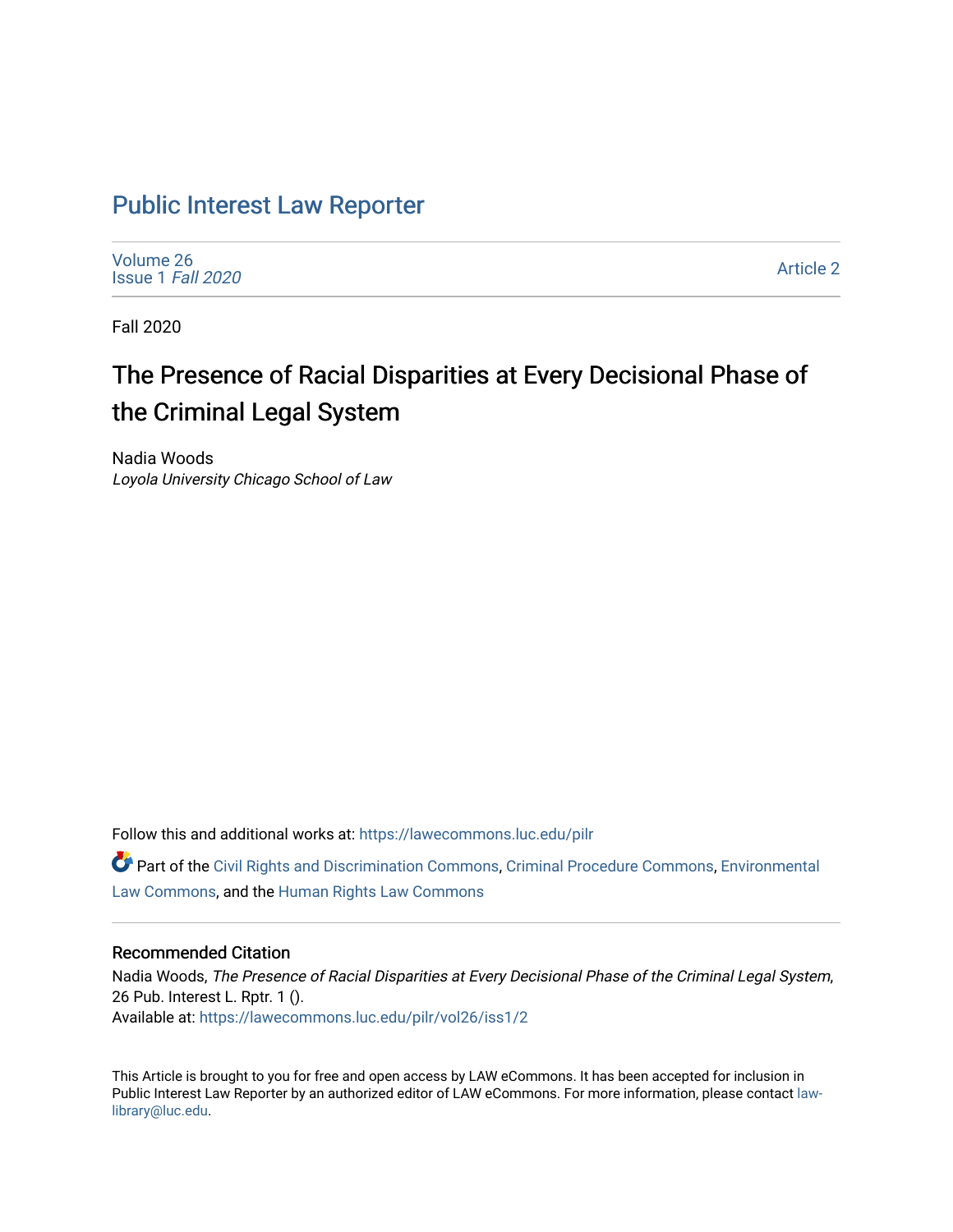# Public Interest Law Reporter

Volume 26
Issue 1 *Fall 2020*

Article 2

Fall 2020

## The Presence of Racial Disparities at Every Decisional Phase of the Criminal Legal System

Nadia Woods
*Loyola University Chicago School of Law*

Follow this and additional works at: https://lawecommons.luc.edu/pilr

Part of the Civil Rights and Discrimination Commons, Criminal Procedure Commons, Environmental Law Commons, and the Human Rights Law Commons

### Recommended Citation

Nadia Woods, *The Presence of Racial Disparities at Every Decisional Phase of the Criminal Legal System*, 26 Pub. Interest L. Rptr. 1 ().
Available at: https://lawecommons.luc.edu/pilr/vol26/iss1/2

This Article is brought to you for free and open access by LAW eCommons. It has been accepted for inclusion in Public Interest Law Reporter by an authorized editor of LAW eCommons. For more information, please contact law-library@luc.edu.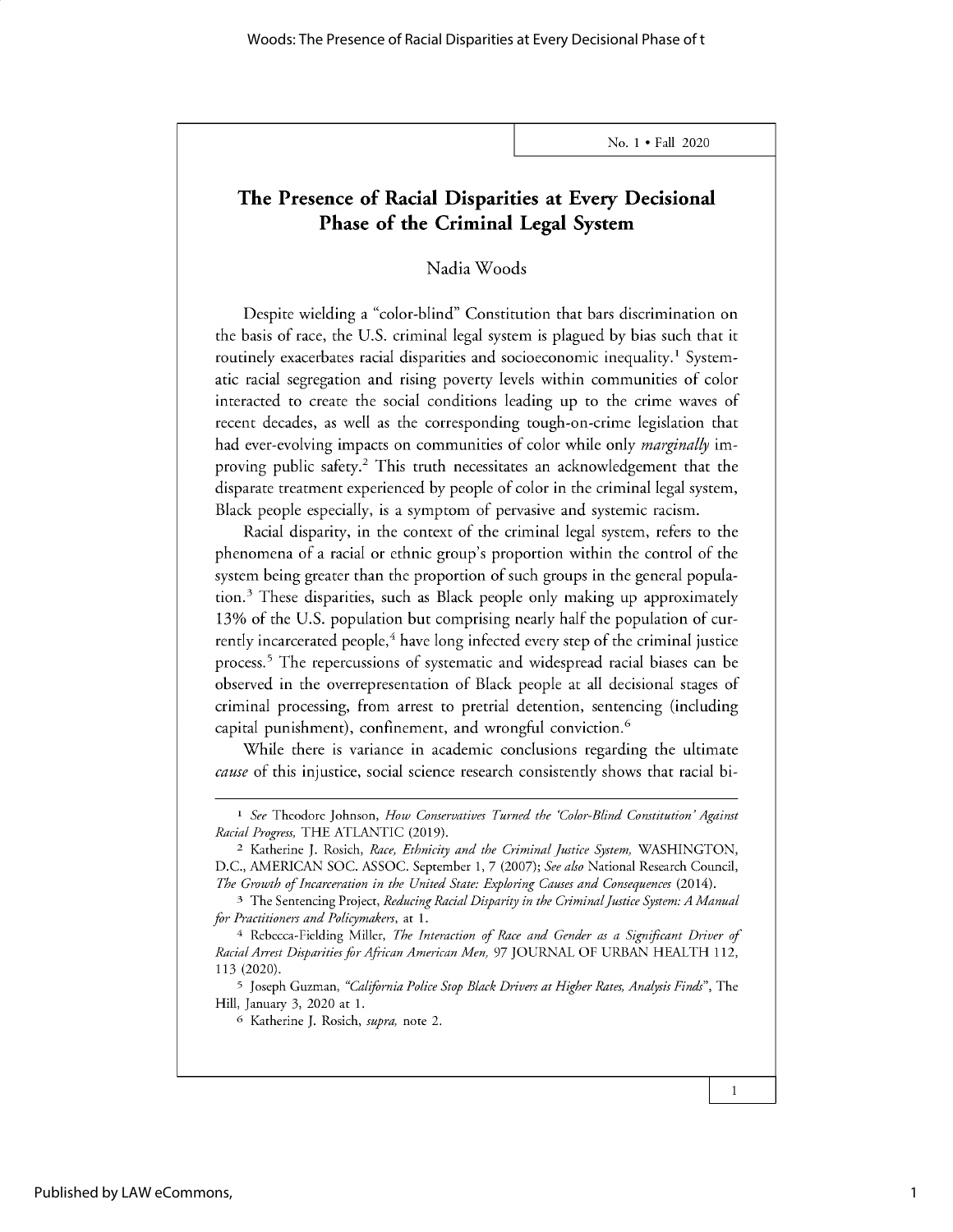# The Presence of Racial Disparities at Every Decisional Phase of the Criminal Legal System

Nadia Woods

Despite wielding a "color-blind" Constitution that bars discrimination on the basis of race, the U.S. criminal legal system is plagued by bias such that it routinely exacerbates racial disparities and socioeconomic inequality.[1] Systematic racial segregation and rising poverty levels within communities of color interacted to create the social conditions leading up to the crime waves of recent decades, as well as the corresponding tough-on-crime legislation that had ever-evolving impacts on communities of color while only *marginally* improving public safety.[2] This truth necessitates an acknowledgement that the disparate treatment experienced by people of color in the criminal legal system, Black people especially, is a symptom of pervasive and systemic racism.

Racial disparity, in the context of the criminal legal system, refers to the phenomena of a racial or ethnic group's proportion within the control of the system being greater than the proportion of such groups in the general population.[3] These disparities, such as Black people only making up approximately 13% of the U.S. population but comprising nearly half the population of currently incarcerated people,[4] have long infected every step of the criminal justice process.[5] The repercussions of systematic and widespread racial biases can be observed in the overrepresentation of Black people at all decisional stages of criminal processing, from arrest to pretrial detention, sentencing (including capital punishment), confinement, and wrongful conviction.[6]

While there is variance in academic conclusions regarding the ultimate *cause* of this injustice, social science research consistently shows that racial bi-

---

[1] *See* Theodore Johnson, *How Conservatives Turned the 'Color-Blind Constitution' Against Racial Progress*, THE ATLANTIC (2019).

[2] Katherine J. Rosich, *Race, Ethnicity and the Criminal Justice System*, WASHINGTON, D.C., AMERICAN SOC. ASSOC. September 1, 7 (2007); *See also* National Research Council, *The Growth of Incarceration in the United State: Exploring Causes and Consequences* (2014).

[3] The Sentencing Project, *Reducing Racial Disparity in the Criminal Justice System: A Manual for Practitioners and Policymakers*, at 1.

[4] Rebecca-Fielding Miller, *The Interaction of Race and Gender as a Significant Driver of Racial Arrest Disparities for African American Men*, 97 JOURNAL OF URBAN HEALTH 112, 113 (2020).

[5] Joseph Guzman, *"California Police Stop Black Drivers at Higher Rates, Analysis Finds"*, The Hill, January 3, 2020 at 1.

[6] Katherine J. Rosich, *supra*, note 2.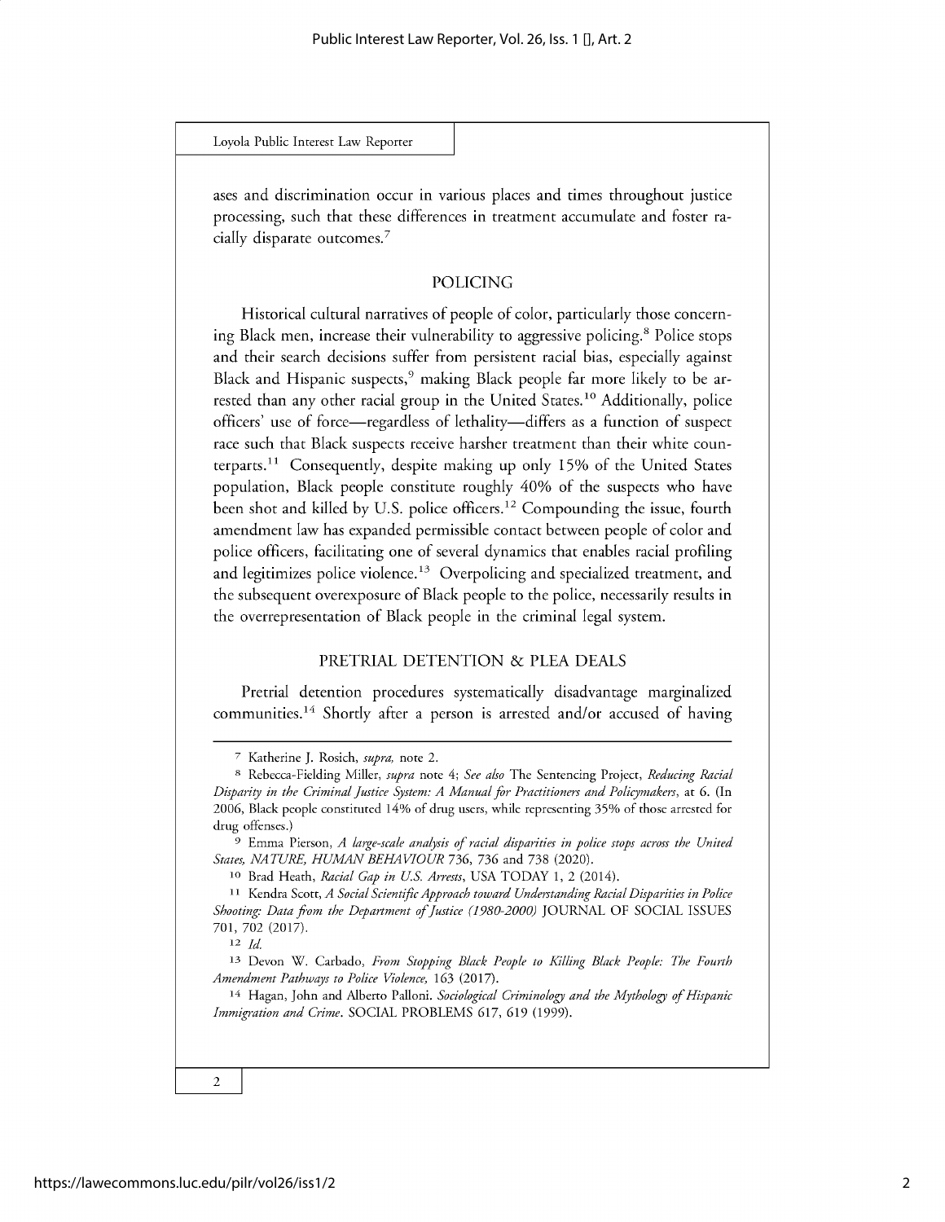ases and discrimination occur in various places and times throughout justice processing, such that these differences in treatment accumulate and foster racially disparate outcomes.[7]

## POLICING

Historical cultural narratives of people of color, particularly those concerning Black men, increase their vulnerability to aggressive policing.[8] Police stops and their search decisions suffer from persistent racial bias, especially against Black and Hispanic suspects,[9] making Black people far more likely to be arrested than any other racial group in the United States.[10] Additionally, police officers' use of force—regardless of lethality—differs as a function of suspect race such that Black suspects receive harsher treatment than their white counterparts.[11] Consequently, despite making up only 15% of the United States population, Black people constitute roughly 40% of the suspects who have been shot and killed by U.S. police officers.[12] Compounding the issue, fourth amendment law has expanded permissible contact between people of color and police officers, facilitating one of several dynamics that enables racial profiling and legitimizes police violence.[13] Overpolicing and specialized treatment, and the subsequent overexposure of Black people to the police, necessarily results in the overrepresentation of Black people in the criminal legal system.

## PRETRIAL DETENTION & PLEA DEALS

Pretrial detention procedures systematically disadvantage marginalized communities.[14] Shortly after a person is arrested and/or accused of having

---

[7] Katherine J. Rosich, *supra*, note 2.

[8] Rebecca-Fielding Miller, *supra* note 4; *See also* The Sentencing Project, *Reducing Racial Disparity in the Criminal Justice System: A Manual for Practitioners and Policymakers*, at 6. (In 2006, Black people constituted 14% of drug users, while representing 35% of those arrested for drug offenses.)

[9] Emma Pierson, *A large-scale analysis of racial disparities in police stops across the United States, NATURE, HUMAN BEHAVIOUR* 736, 736 and 738 (2020).

[10] Brad Heath, *Racial Gap in U.S. Arrests*, USA TODAY 1, 2 (2014).

[11] Kendra Scott, *A Social Scientific Approach toward Understanding Racial Disparities in Police Shooting: Data from the Department of Justice (1980-2000)* JOURNAL OF SOCIAL ISSUES 701, 702 (2017).

[12] *Id.*

[13] Devon W. Carbado, *From Stopping Black People to Killing Black People: The Fourth Amendment Pathways to Police Violence,* 163 (2017).

[14] Hagan, John and Alberto Palloni. *Sociological Criminology and the Mythology of Hispanic Immigration and Crime*. SOCIAL PROBLEMS 617, 619 (1999).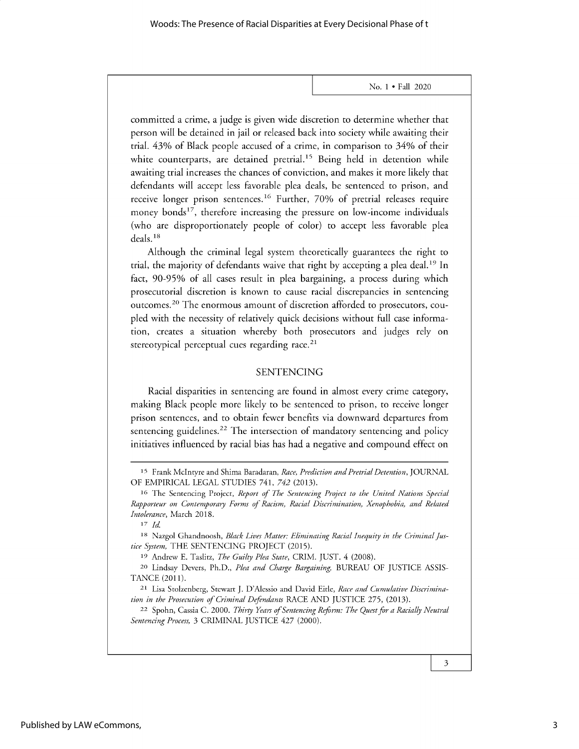committed a crime, a judge is given wide discretion to determine whether that person will be detained in jail or released back into society while awaiting their trial. 43% of Black people accused of a crime, in comparison to 34% of their white counterparts, are detained pretrial.[15] Being held in detention while awaiting trial increases the chances of conviction, and makes it more likely that defendants will accept less favorable plea deals, be sentenced to prison, and receive longer prison sentences.[16] Further, 70% of pretrial releases require money bonds[17], therefore increasing the pressure on low-income individuals (who are disproportionately people of color) to accept less favorable plea deals.[18]

Although the criminal legal system theoretically guarantees the right to trial, the majority of defendants waive that right by accepting a plea deal.[19] In fact, 90-95% of all cases result in plea bargaining, a process during which prosecutorial discretion is known to cause racial discrepancies in sentencing outcomes.[20] The enormous amount of discretion afforded to prosecutors, coupled with the necessity of relatively quick decisions without full case information, creates a situation whereby both prosecutors and judges rely on stereotypical perceptual cues regarding race.[21]

## SENTENCING

Racial disparities in sentencing are found in almost every crime category, making Black people more likely to be sentenced to prison, to receive longer prison sentences, and to obtain fewer benefits via downward departures from sentencing guidelines.[22] The intersection of mandatory sentencing and policy initiatives influenced by racial bias has had a negative and compound effect on

---

[15] Frank McIntyre and Shima Baradaran, *Race, Prediction and Pretrial Detention*, JOURNAL OF EMPIRICAL LEGAL STUDIES 741, *742* (2013).

[16] The Sentencing Project, *Report of The Sentencing Project to the United Nations Special Rapporteur on Contemporary Forms of Racism, Racial Discrimination, Xenophobia, and Related Intolerance*, March 2018.

[17] *Id.*

[18] Nazgol Ghandnoosh, *Black Lives Matter: Eliminating Racial Inequity in the Criminal Justice System,* THE SENTENCING PROJECT (2015).

[19] Andrew E. Taslitz, *The Guilty Plea State*, CRIM. JUST. 4 (2008).

[20] Lindsay Devers, Ph.D., *Plea and Charge Bargaining,* BUREAU OF JUSTICE ASSISTANCE (2011).

[21] Lisa Stolzenberg, Stewart J. D'Alessio and David Eitle, *Race and Cumulative Discrimination in the Prosecution of Criminal Defendants* RACE AND JUSTICE 275, (2013).

[22] Spohn, Cassia C. 2000. *Thirty Years of Sentencing Reform: The Quest for a Racially Neutral Sentencing Process,* 3 CRIMINAL JUSTICE 427 (2000).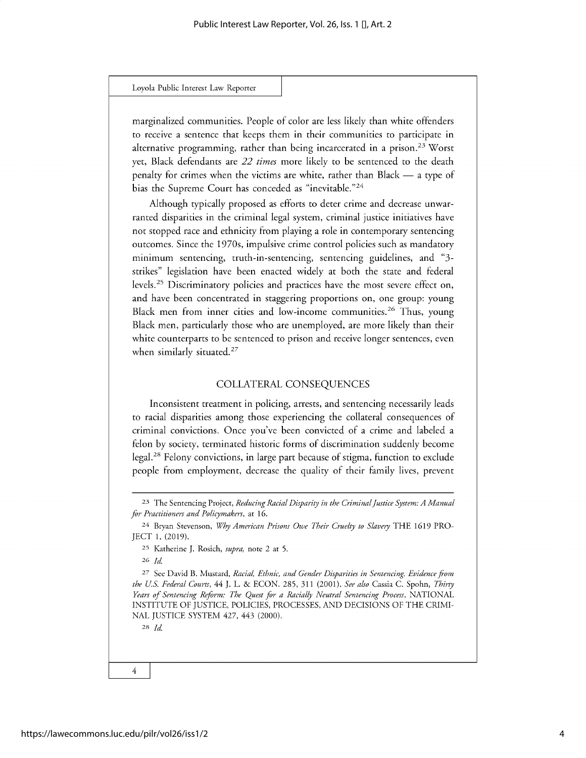marginalized communities. People of color are less likely than white offenders to receive a sentence that keeps them in their communities to participate in alternative programming, rather than being incarcerated in a prison.[23] Worst yet, Black defendants are *22 times* more likely to be sentenced to the death penalty for crimes when the victims are white, rather than Black — a type of bias the Supreme Court has conceded as "inevitable."[24]

Although typically proposed as efforts to deter crime and decrease unwarranted disparities in the criminal legal system, criminal justice initiatives have not stopped race and ethnicity from playing a role in contemporary sentencing outcomes. Since the 1970s, impulsive crime control policies such as mandatory minimum sentencing, truth-in-sentencing, sentencing guidelines, and "3-strikes" legislation have been enacted widely at both the state and federal levels.[25] Discriminatory policies and practices have the most severe effect on, and have been concentrated in staggering proportions on, one group: young Black men from inner cities and low-income communities.[26] Thus, young Black men, particularly those who are unemployed, are more likely than their white counterparts to be sentenced to prison and receive longer sentences, even when similarly situated.[27]

## COLLATERAL CONSEQUENCES

Inconsistent treatment in policing, arrests, and sentencing necessarily leads to racial disparities among those experiencing the collateral consequences of criminal convictions. Once you've been convicted of a crime and labeled a felon by society, terminated historic forms of discrimination suddenly become legal.[28] Felony convictions, in large part because of stigma, function to exclude people from employment, decrease the quality of their family lives, prevent

---

[23] The Sentencing Project, *Reducing Racial Disparity in the Criminal Justice System: A Manual for Practitioners and Policymakers*, at 16.

[24] Bryan Stevenson, *Why American Prisons Owe Their Cruelty to Slavery* THE 1619 PROJECT 1, (2019).

[25] Katherine J. Rosich, *supra*, note 2 at 5.

[26] *Id.*

[27] See David B. Mustard, *Racial, Ethnic, and Gender Disparities in Sentencing. Evidence from the U.S. Federal Courts*, 44 J. L. & ECON. 285, 311 (2001). *See also* Cassia C. Spohn, *Thirty Years of Sentencing Reform: The Quest for a Racially Neutral Sentencing Process*, NATIONAL INSTITUTE OF JUSTICE, POLICIES, PROCESSES, AND DECISIONS OF THE CRIMINAL JUSTICE SYSTEM 427, 443 (2000).

[28] *Id.*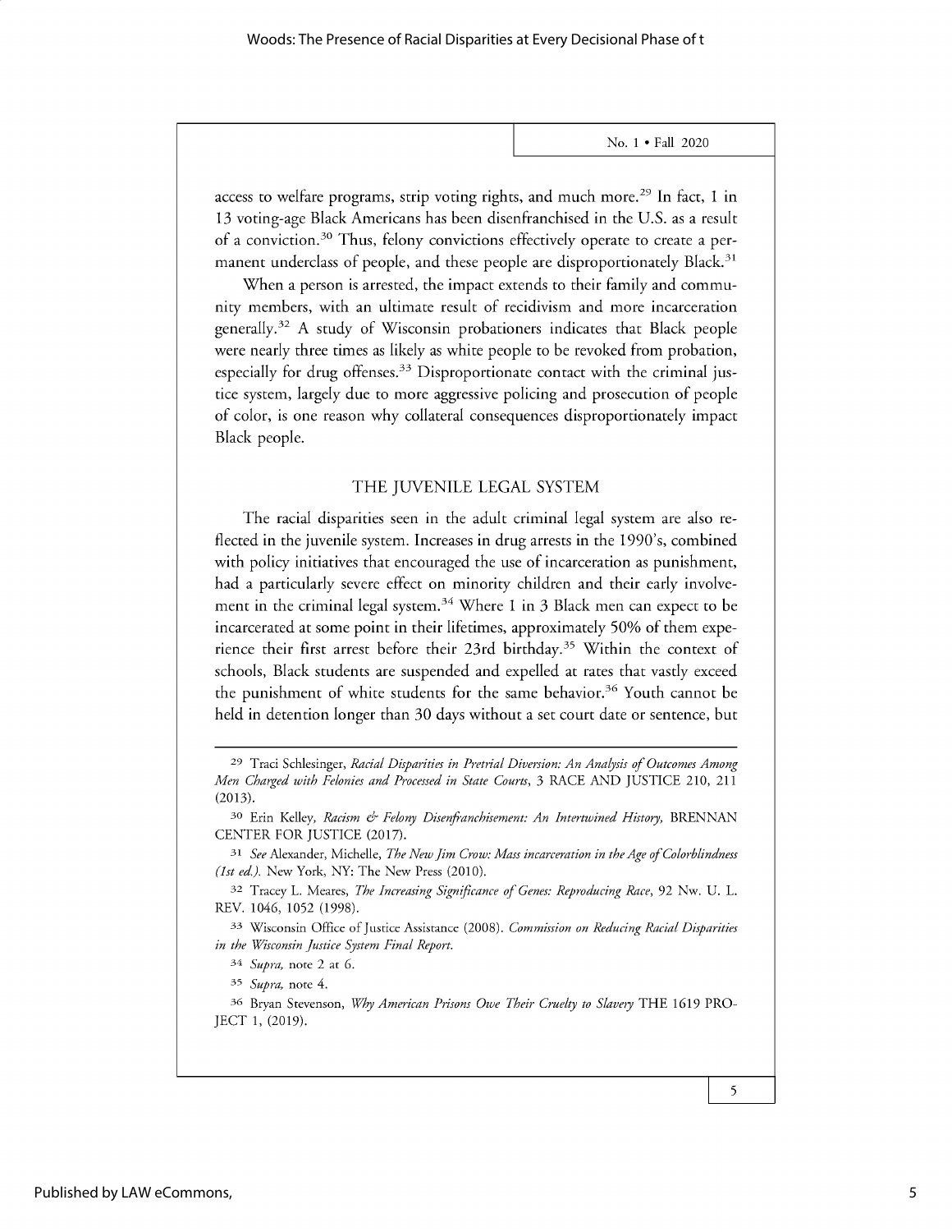access to welfare programs, strip voting rights, and much more.[29] In fact, 1 in 13 voting-age Black Americans has been disenfranchised in the U.S. as a result of a conviction.[30] Thus, felony convictions effectively operate to create a permanent underclass of people, and these people are disproportionately Black.[31]

When a person is arrested, the impact extends to their family and community members, with an ultimate result of recidivism and more incarceration generally.[32] A study of Wisconsin probationers indicates that Black people were nearly three times as likely as white people to be revoked from probation, especially for drug offenses.[33] Disproportionate contact with the criminal justice system, largely due to more aggressive policing and prosecution of people of color, is one reason why collateral consequences disproportionately impact Black people.

## THE JUVENILE LEGAL SYSTEM

The racial disparities seen in the adult criminal legal system are also reflected in the juvenile system. Increases in drug arrests in the 1990's, combined with policy initiatives that encouraged the use of incarceration as punishment, had a particularly severe effect on minority children and their early involvement in the criminal legal system.[34] Where 1 in 3 Black men can expect to be incarcerated at some point in their lifetimes, approximately 50% of them experience their first arrest before their 23rd birthday.[35] Within the context of schools, Black students are suspended and expelled at rates that vastly exceed the punishment of white students for the same behavior.[36] Youth cannot be held in detention longer than 30 days without a set court date or sentence, but

---

[29] Traci Schlesinger, *Racial Disparities in Pretrial Diversion: An Analysis of Outcomes Among Men Charged with Felonies and Processed in State Courts*, 3 RACE AND JUSTICE 210, 211 (2013).

[30] Erin Kelley, *Racism & Felony Disenfranchisement: An Intertwined History*, BRENNAN CENTER FOR JUSTICE (2017).

[31] *See* Alexander, Michelle, *The New Jim Crow: Mass incarceration in the Age of Colorblindness (1st ed.)*. New York, NY: The New Press (2010).

[32] Tracey L. Meares, *The Increasing Significance of Genes: Reproducing Race*, 92 Nw. U. L. REV. 1046, 1052 (1998).

[33] Wisconsin Office of Justice Assistance (2008). *Commission on Reducing Racial Disparities in the Wisconsin Justice System Final Report*.

[34] *Supra*, note 2 at 6.

[35] *Supra*, note 4.

[36] Bryan Stevenson, *Why American Prisons Owe Their Cruelty to Slavery* THE 1619 PROJECT 1, (2019).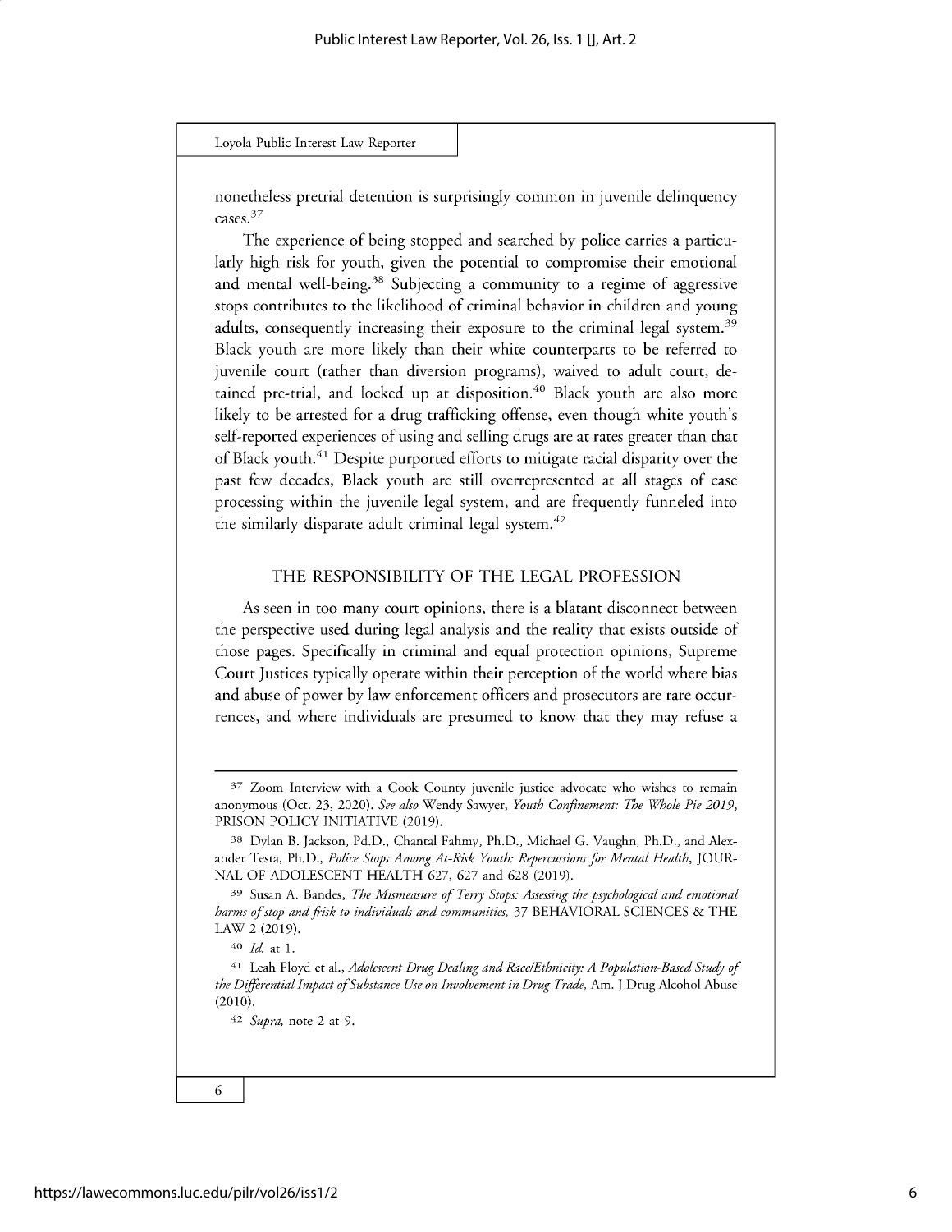nonetheless pretrial detention is surprisingly common in juvenile delinquency cases.[37]

The experience of being stopped and searched by police carries a particularly high risk for youth, given the potential to compromise their emotional and mental well-being.[38] Subjecting a community to a regime of aggressive stops contributes to the likelihood of criminal behavior in children and young adults, consequently increasing their exposure to the criminal legal system.[39] Black youth are more likely than their white counterparts to be referred to juvenile court (rather than diversion programs), waived to adult court, detained pre-trial, and locked up at disposition.[40] Black youth are also more likely to be arrested for a drug trafficking offense, even though white youth's self-reported experiences of using and selling drugs are at rates greater than that of Black youth.[41] Despite purported efforts to mitigate racial disparity over the past few decades, Black youth are still overrepresented at all stages of case processing within the juvenile legal system, and are frequently funneled into the similarly disparate adult criminal legal system.[42]

## THE RESPONSIBILITY OF THE LEGAL PROFESSION

As seen in too many court opinions, there is a blatant disconnect between the perspective used during legal analysis and the reality that exists outside of those pages. Specifically in criminal and equal protection opinions, Supreme Court Justices typically operate within their perception of the world where bias and abuse of power by law enforcement officers and prosecutors are rare occurrences, and where individuals are presumed to know that they may refuse a

---

[37] Zoom Interview with a Cook County juvenile justice advocate who wishes to remain anonymous (Oct. 23, 2020). *See also* Wendy Sawyer, *Youth Confinement: The Whole Pie 2019*, PRISON POLICY INITIATIVE (2019).

[38] Dylan B. Jackson, Pd.D., Chantal Fahmy, Ph.D., Michael G. Vaughn, Ph.D., and Alexander Testa, Ph.D., *Police Stops Among At-Risk Youth: Repercussions for Mental Health*, JOURNAL OF ADOLESCENT HEALTH 627, 627 and 628 (2019).

[39] Susan A. Bandes, *The Mismeasure of Terry Stops: Assessing the psychological and emotional harms of stop and frisk to individuals and communities,* 37 BEHAVIORAL SCIENCES & THE LAW 2 (2019).

[40] *Id.* at 1.

[41] Leah Floyd et al., *Adolescent Drug Dealing and Race/Ethnicity: A Population-Based Study of the Differential Impact of Substance Use on Involvement in Drug Trade,* Am. J Drug Alcohol Abuse (2010).

[42] *Supra,* note 2 at 9.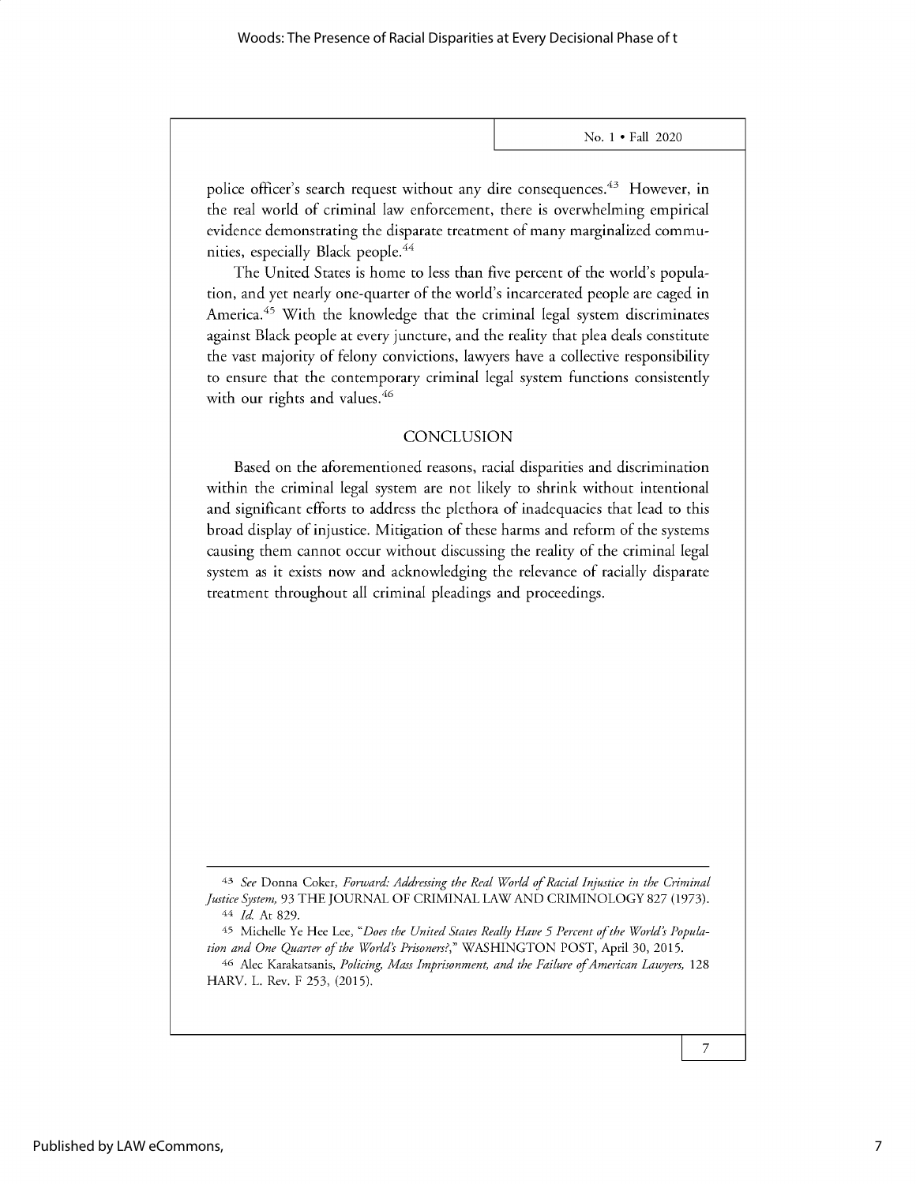police officer's search request without any dire consequences.[43] However, in the real world of criminal law enforcement, there is overwhelming empirical evidence demonstrating the disparate treatment of many marginalized communities, especially Black people.[44]

The United States is home to less than five percent of the world's population, and yet nearly one-quarter of the world's incarcerated people are caged in America.[45] With the knowledge that the criminal legal system discriminates against Black people at every juncture, and the reality that plea deals constitute the vast majority of felony convictions, lawyers have a collective responsibility to ensure that the contemporary criminal legal system functions consistently with our rights and values.[46]

## CONCLUSION

Based on the aforementioned reasons, racial disparities and discrimination within the criminal legal system are not likely to shrink without intentional and significant efforts to address the plethora of inadequacies that lead to this broad display of injustice. Mitigation of these harms and reform of the systems causing them cannot occur without discussing the reality of the criminal legal system as it exists now and acknowledging the relevance of racially disparate treatment throughout all criminal pleadings and proceedings.

---

[43] *See* Donna Coker, *Forward: Addressing the Real World of Racial Injustice in the Criminal Justice System,* 93 THE JOURNAL OF CRIMINAL LAW AND CRIMINOLOGY 827 (1973).

[44] *Id.* At 829.

[45] Michelle Ye Hee Lee, "*Does the United States Really Have 5 Percent of the World's Population and One Quarter of the World's Prisoners?,*" WASHINGTON POST, April 30, 2015.

[46] Alec Karakatsanis, *Policing, Mass Imprisonment, and the Failure of American Lawyers,* 128 HARV. L. Rev. F 253, (2015).